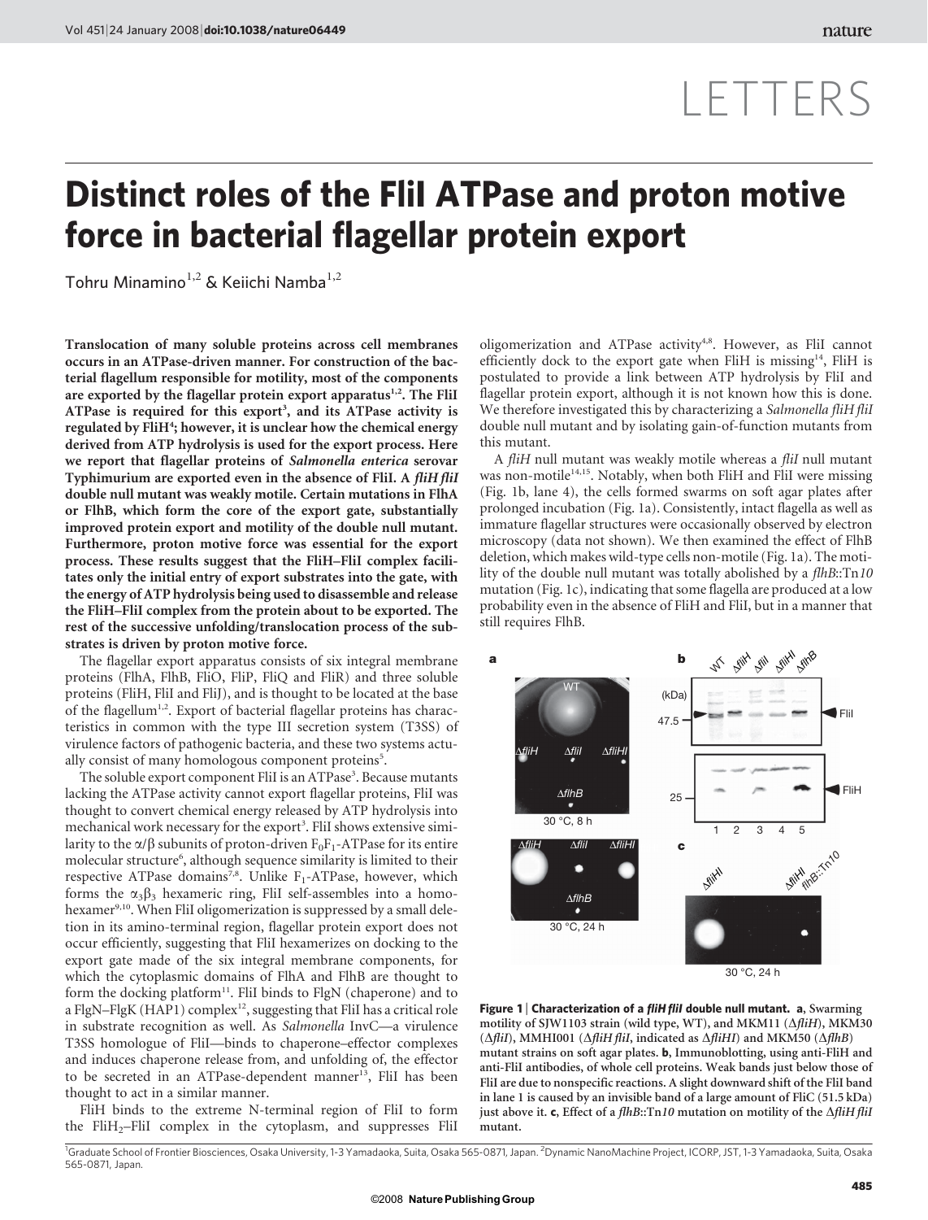# LETTERS

# Distinct roles of the FliI ATPase and proton motive force in bacterial flagellar protein export

Tohru Minamino[1,2] & Keiichi Namba[1,2]

**Translocation of many soluble proteins across cell membranes occurs in an ATPase-driven manner. For construction of the bacterial flagellum responsible for motility, most of the components are exported by the flagellar protein export apparatus[1,2]. The FliI ATPase is required for this export[3], and its ATPase activity is regulated by FliH[4]; however, it is unclear how the chemical energy derived from ATP hydrolysis is used for the export process. Here we report that flagellar proteins of *Salmonella enterica* serovar Typhimurium are exported even in the absence of FliI. A *fliH fliI* double null mutant was weakly motile. Certain mutations in FlhA or FlhB, which form the core of the export gate, substantially improved protein export and motility of the double null mutant. Furthermore, proton motive force was essential for the export process. These results suggest that the FliH–FliI complex facilitates only the initial entry of export substrates into the gate, with the energy of ATP hydrolysis being used to disassemble and release the FliH–FliI complex from the protein about to be exported. The rest of the successive unfolding/translocation process of the substrates is driven by proton motive force.**

The flagellar export apparatus consists of six integral membrane proteins (FlhA, FlhB, FliO, FliP, FliQ and FliR) and three soluble proteins (FliH, FliI and FliJ), and is thought to be located at the base of the flagellum[1,2]. Export of bacterial flagellar proteins has characteristics in common with the type III secretion system (T3SS) of virulence factors of pathogenic bacteria, and these two systems actually consist of many homologous component proteins[5].

The soluble export component FliI is an ATPase[3]. Because mutants lacking the ATPase activity cannot export flagellar proteins, FliI was thought to convert chemical energy released by ATP hydrolysis into mechanical work necessary for the export[3]. FliI shows extensive similarity to the α/β subunits of proton-driven $F_0F_1$-ATPase for its entire molecular structure[6], although sequence similarity is limited to their respective ATPase domains[7,8]. Unlike $F_1$-ATPase, however, which forms the $\alpha_3\beta_3$ hexameric ring, FliI self-assembles into a homohexamer[9,10]. When FliI oligomerization is suppressed by a small deletion in its amino-terminal region, flagellar protein export does not occur efficiently, suggesting that FliI hexamerizes on docking to the export gate made of the six integral membrane components, for which the cytoplasmic domains of FlhA and FlhB are thought to form the docking platform[11]. FliI binds to FlgN (chaperone) and to a FlgN–FlgK (HAP1) complex[12], suggesting that FliI has a critical role in substrate recognition as well. As *Salmonella* InvC—a virulence T3SS homologue of FliI—binds to chaperone–effector complexes and induces chaperone release from, and unfolding of, the effector to be secreted in an ATPase-dependent manner[13], FliI has been thought to act in a similar manner.

FliH binds to the extreme N-terminal region of FliI to form the $FliH_2$–FliI complex in the cytoplasm, and suppresses FliI oligomerization and ATPase activity[4,8]. However, as FliI cannot efficiently dock to the export gate when FliH is missing[14], FliH is postulated to provide a link between ATP hydrolysis by FliI and flagellar protein export, although it is not known how this is done. We therefore investigated this by characterizing a *Salmonella fliH fliI* double null mutant and by isolating gain-of-function mutants from this mutant.

A *fliH* null mutant was weakly motile whereas a *fliI* null mutant was non-motile[14,15]. Notably, when both FliH and FliI were missing (Fig. 1b, lane 4), the cells formed swarms on soft agar plates after prolonged incubation (Fig. 1a). Consistently, intact flagella as well as immature flagellar structures were occasionally observed by electron microscopy (data not shown). We then examined the effect of FlhB deletion, which makes wild-type cells non-motile (Fig. 1a). The motility of the double null mutant was totally abolished by a *flhB*::Tn*10* mutation (Fig. 1c), indicating that some flagella are produced at a low probability even in the absence of FliH and FliI, but in a manner that still requires FlhB.

**Figure 1 | Characterization of a *fliH fliI* double null mutant. a**, Swarming motility of SJW1103 strain (wild type, WT), and MKM11 (Δ*fliH*), MKM30 (Δ*fliI*), MMHI001 (Δ*fliH fliI*, indicated as Δ*fliHI*) and MKM50 (Δ*flhB*) mutant strains on soft agar plates. **b**, Immunoblotting, using anti-FliH and anti-FliI antibodies, of whole cell proteins. Weak bands just below those of FliI are due to nonspecific reactions. A slight downward shift of the FliI band in lane 1 is caused by an invisible band of a large amount of FliC (51.5 kDa) just above it. **c**, Effect of a *flhB*::Tn*10* mutation on motility of the Δ*fliH fliI* mutant.

[1]Graduate School of Frontier Biosciences, Osaka University, 1-3 Yamadaoka, Suita, Osaka 565-0871, Japan. [2]Dynamic NanoMachine Project, ICORP, JST, 1-3 Yamadaoka, Suita, Osaka 565-0871, Japan.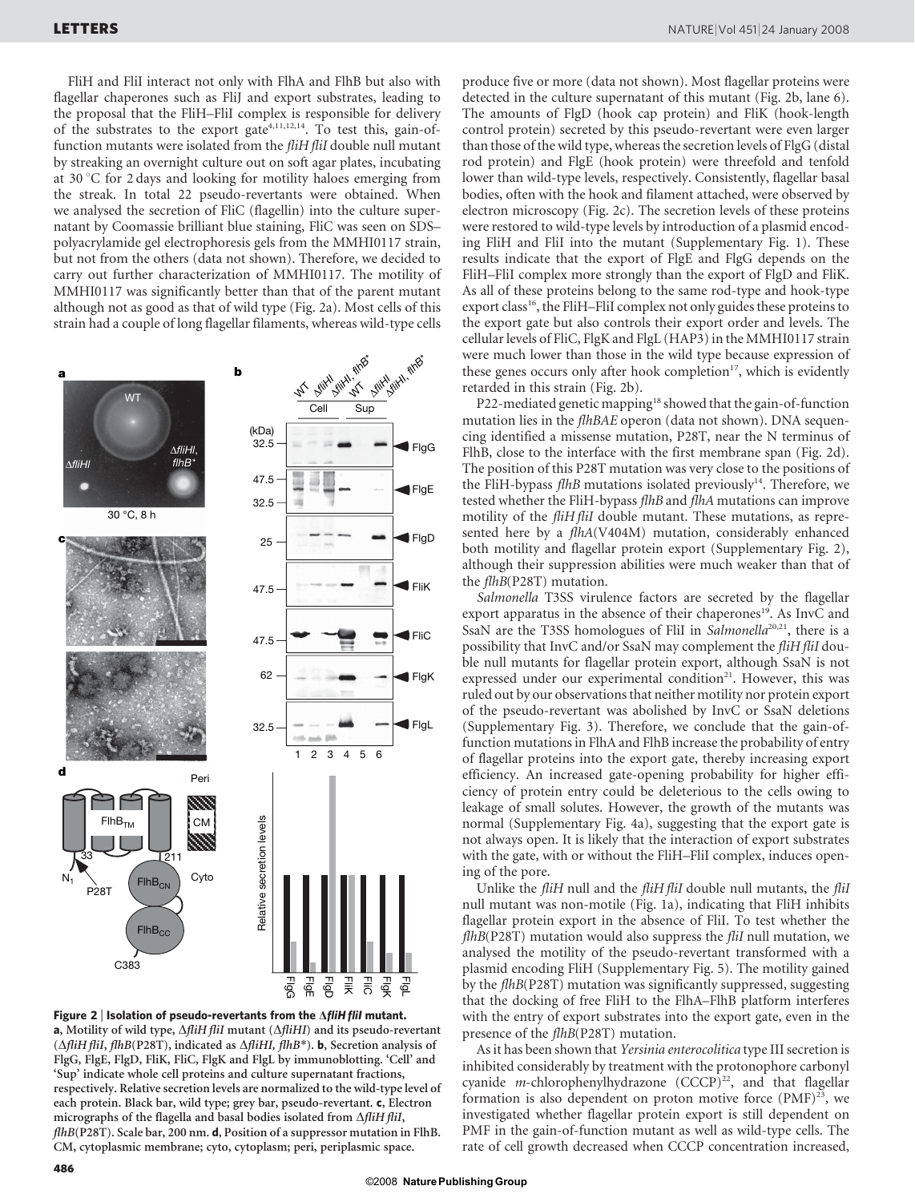FliH and FliI interact not only with FlhA and FlhB but also with flagellar chaperones such as FliJ and export substrates, leading to the proposal that the FliH–FliI complex is responsible for delivery of the substrates to the export gate[4,11,12,14]. To test this, gain-of-function mutants were isolated from the *fliH fliI* double null mutant by streaking an overnight culture out on soft agar plates, incubating at 30 °C for 2 days and looking for motility haloes emerging from the streak. In total 22 pseudo-revertants were obtained. When we analysed the secretion of FliC (flagellin) into the culture supernatant by Coomassie brilliant blue staining, FliC was seen on SDS–polyacrylamide gel electrophoresis gels from the MMHI0117 strain, but not from the others (data not shown). Therefore, we decided to carry out further characterization of MMHI0117. The motility of MMHI0117 was significantly better than that of the parent mutant although not as good as that of wild type (Fig. 2a). Most cells of this strain had a couple of long flagellar filaments, whereas wild-type cells produce five or more (data not shown). Most flagellar proteins were detected in the culture supernatant of this mutant (Fig. 2b, lane 6). The amounts of FlgD (hook cap protein) and FliK (hook-length control protein) secreted by this pseudo-revertant were even larger than those of the wild type, whereas the secretion levels of FlgG (distal rod protein) and FlgE (hook protein) were threefold and tenfold lower than wild-type levels, respectively. Consistently, flagellar basal bodies, often with the hook and filament attached, were observed by electron microscopy (Fig. 2c). The secretion levels of these proteins were restored to wild-type levels by introduction of a plasmid encoding FliH and FliI into the mutant (Supplementary Fig. 1). These results indicate that the export of FlgE and FlgG depends on the FliH–FliI complex more strongly than the export of FlgD and FliK. As all of these proteins belong to the same rod-type and hook-type export class[16], the FliH–FliI complex not only guides these proteins to the export gate but also controls their export order and levels. The cellular levels of FliC, FlgK and FlgL (HAP3) in the MMHI0117 strain were much lower than those in the wild type because expression of these genes occurs only after hook completion[17], which is evidently retarded in this strain (Fig. 2b).

**Figure 2 | Isolation of pseudo-revertants from the Δ*fliH fliI* mutant.** **a**, Motility of wild type, Δ*fliH fliI* mutant (Δ*fliHI*) and its pseudo-revertant (Δ*fliH fliI*, *flhB*(P28T), indicated as Δ*fliHI, flhB\**). **b**, Secretion analysis of FlgG, FlgE, FlgD, FliK, FliC, FlgK and FlgL by immunoblotting. 'Cell' and 'Sup' indicate whole cell proteins and culture supernatant fractions, respectively. Relative secretion levels are normalized to the wild-type level of each protein. Black bar, wild type; grey bar, pseudo-revertant. **c**, Electron micrographs of the flagella and basal bodies isolated from Δ*fliH fliI*, *flhB*(P28T). Scale bar, 200 nm. **d**, Position of a suppressor mutation in FlhB. CM, cytoplasmic membrane; cyto, cytoplasm; peri, periplasmic space.

P22-mediated genetic mapping[18] showed that the gain-of-function mutation lies in the *flhBAE* operon (data not shown). DNA sequencing identified a missense mutation, P28T, near the N terminus of FlhB, close to the interface with the first membrane span (Fig. 2d). The position of this P28T mutation was very close to the positions of the FliH-bypass *flhB* mutations isolated previously[14]. Therefore, we tested whether the FliH-bypass *flhB* and *flhA* mutations can improve motility of the *fliH fliI* double mutant. These mutations, as represented here by a *flhA*(V404M) mutation, considerably enhanced both motility and flagellar protein export (Supplementary Fig. 2), although their suppression abilities were much weaker than that of the *flhB*(P28T) mutation.

*Salmonella* T3SS virulence factors are secreted by the flagellar export apparatus in the absence of their chaperones[19]. As InvC and SsaN are the T3SS homologues of FliI in *Salmonella*[20,21], there is a possibility that InvC and/or SsaN may complement the *fliH fliI* double null mutants for flagellar protein export, although SsaN is not expressed under our experimental condition[21]. However, this was ruled out by our observations that neither motility nor protein export of the pseudo-revertant was abolished by InvC or SsaN deletions (Supplementary Fig. 3). Therefore, we conclude that the gain-of-function mutations in FlhA and FlhB increase the probability of entry of flagellar proteins into the export gate, thereby increasing export efficiency. An increased gate-opening probability for higher efficiency of protein entry could be deleterious to the cells owing to leakage of small solutes. However, the growth of the mutants was normal (Supplementary Fig. 4a), suggesting that the export gate is not always open. It is likely that the interaction of export substrates with the gate, with or without the FliH–FliI complex, induces opening of the pore.

Unlike the *fliH* null and the *fliH fliI* double null mutants, the *fliI* null mutant was non-motile (Fig. 1a), indicating that FliH inhibits flagellar protein export in the absence of FliI. To test whether the *flhB*(P28T) mutation would also suppress the *fliI* null mutation, we analysed the motility of the pseudo-revertant transformed with a plasmid encoding FliH (Supplementary Fig. 5). The motility gained by the *flhB*(P28T) mutation was significantly suppressed, suggesting that the docking of free FliH to the FlhA–FlhB platform interferes with the entry of export substrates into the export gate, even in the presence of the *flhB*(P28T) mutation.

As it has been shown that *Yersinia enterocolitica* type III secretion is inhibited considerably by treatment with the protonophore carbonyl cyanide *m*-chlorophenylhydrazone (CCCP)[22], and that flagellar formation is also dependent on proton motive force (PMF)[23], we investigated whether flagellar protein export is still dependent on PMF in the gain-of-function mutant as well as wild-type cells. The rate of cell growth decreased when CCCP concentration increased,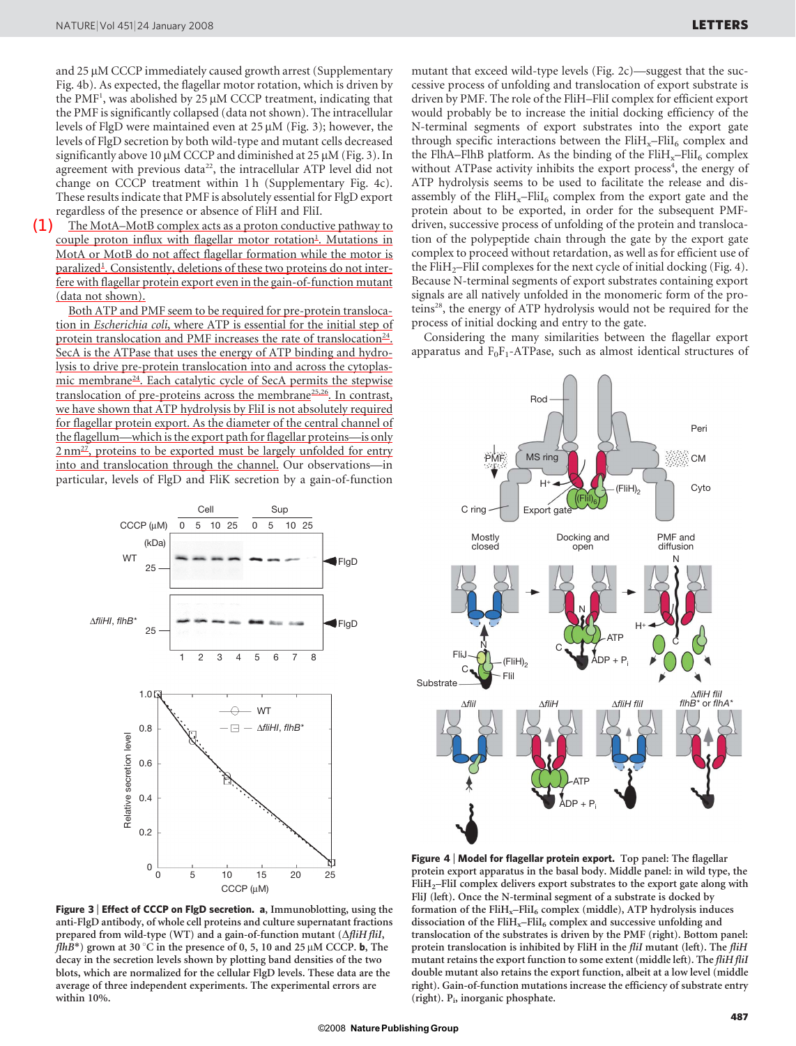and 25 μM CCCP immediately caused growth arrest (Supplementary Fig. 4b). As expected, the flagellar motor rotation, which is driven by the PMF[1], was abolished by 25 μM CCCP treatment, indicating that the PMF is significantly collapsed (data not shown). The intracellular levels of FlgD were maintained even at 25 μM (Fig. 3); however, the levels of FlgD secretion by both wild-type and mutant cells decreased significantly above 10 μM CCCP and diminished at 25 μM (Fig. 3). In agreement with previous data[22], the intracellular ATP level did not change on CCCP treatment within 1 h (Supplementary Fig. 4c). These results indicate that PMF is absolutely essential for FlgD export regardless of the presence or absence of FliH and FliI.

(1) The MotA–MotB complex acts as a proton conductive pathway to couple proton influx with flagellar motor rotation[1]. Mutations in MotA or MotB do not affect flagellar formation while the motor is paralized[1]. Consistently, deletions of these two proteins do not interfere with flagellar protein export even in the gain-of-function mutant (data not shown).

Both ATP and PMF seem to be required for pre-protein translocation in *Escherichia coli*, where ATP is essential for the initial step of protein translocation and PMF increases the rate of translocation[24]. SecA is the ATPase that uses the energy of ATP binding and hydrolysis to drive pre-protein translocation into and across the cytoplasmic membrane[24]. Each catalytic cycle of SecA permits the stepwise translocation of pre-proteins across the membrane[25,26]. In contrast, we have shown that ATP hydrolysis by FliI is not absolutely required for flagellar protein export. As the diameter of the central channel of the flagellum—which is the export path for flagellar proteins—is only 2 nm[27], proteins to be exported must be largely unfolded for entry into and translocation through the channel. Our observations—in particular, levels of FlgD and FliK secretion by a gain-of-function mutant that exceed wild-type levels (Fig. 2c)—suggest that the successive process of unfolding and translocation of export substrate is driven by PMF. The role of the FliH–FliI complex for efficient export would probably be to increase the initial docking efficiency of the N-terminal segments of export substrates into the export gate through specific interactions between the $FliH_x$–$FliI_6$ complex and the FlhA–FlhB platform. As the binding of the $FliH_x$–$FliI_6$ complex without ATPase activity inhibits the export process[4], the energy of ATP hydrolysis seems to be used to facilitate the release and disassembly of the $FliH_x$–$FliI_6$ complex from the export gate and the protein about to be exported, in order for the subsequent PMF-driven, successive process of unfolding of the protein and translocation of the polypeptide chain through the gate by the export gate complex to proceed without retardation, as well as for efficient use of the $FliH_2$–FliI complexes for the next cycle of initial docking (Fig. 4). Because N-terminal segments of export substrates containing export signals are all natively unfolded in the monomeric form of the proteins[28], the energy of ATP hydrolysis would not be required for the process of initial docking and entry to the gate.

Considering the many similarities between the flagellar export apparatus and $F_0F_1$-ATPase, such as almost identical structures of

**Figure 3 | Effect of CCCP on FlgD secretion.** **a**, Immunoblotting, using the anti-FlgD antibody, of whole cell proteins and culture supernatant fractions prepared from wild-type (WT) and a gain-of-function mutant (Δ*fliH fliI*, *flhB**) grown at 30 °C in the presence of 0, 5, 10 and 25 μM CCCP. **b**, The decay in the secretion levels shown by plotting band densities of the two blots, which are normalized for the cellular FlgD levels. These data are the average of three independent experiments. The experimental errors are within 10%.

**Figure 4 | Model for flagellar protein export.** Top panel: The flagellar protein export apparatus in the basal body. Middle panel: in wild type, the $FliH_2$–FliI complex delivers export substrates to the export gate along with FliJ (left). Once the N-terminal segment of a substrate is docked by formation of the $FliH_x$–$FliI_6$ complex (middle), ATP hydrolysis induces dissociation of the $FliH_x$–$FliI_6$ complex and successive unfolding and translocation of the substrates is driven by the PMF (right). Bottom panel: protein translocation is inhibited by FliH in the *fliI* mutant (left). The *fliH* mutant retains the export function to some extent (middle left). The *fliH fliI* double mutant also retains the export function, albeit at a low level (middle right). Gain-of-function mutations increase the efficiency of substrate entry (right). $P_i$, inorganic phosphate.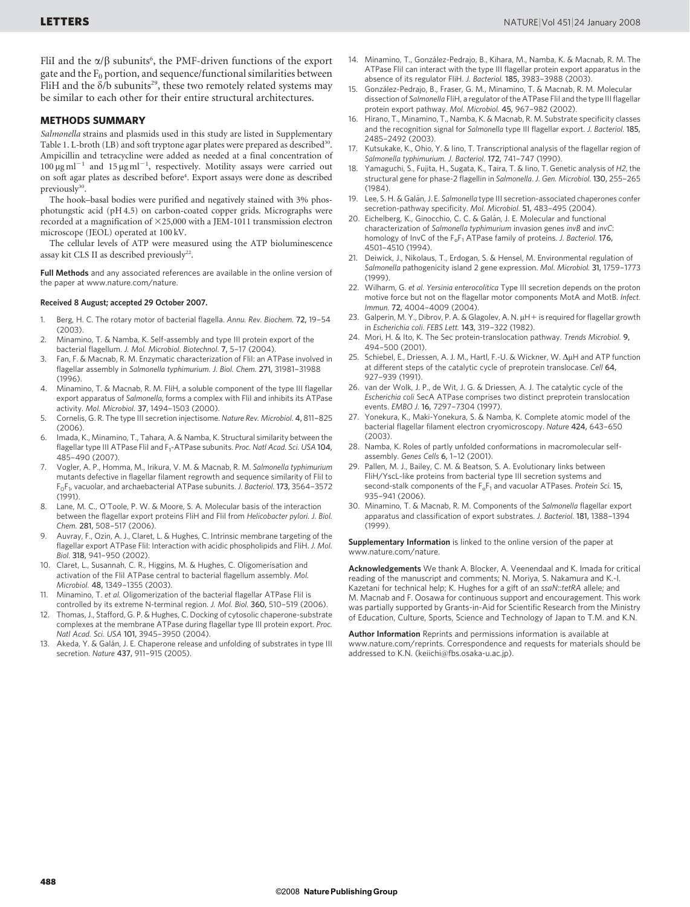FliI and the α/β subunits[6], the PMF-driven functions of the export gate and the $F_0$ portion, and sequence/functional similarities between FliH and the δ/b subunits[29], these two remotely related systems may be similar to each other for their entire structural architectures.

## METHODS SUMMARY

*Salmonella* strains and plasmids used in this study are listed in Supplementary Table 1. L-broth (LB) and soft tryptone agar plates were prepared as described[30]. Ampicillin and tetracycline were added as needed at a final concentration of $100\,\mu g\,ml^{-1}$ and $15\,\mu g\,ml^{-1}$, respectively. Motility assays were carried out on soft agar plates as described before[4]. Export assays were done as described previously[30].

The hook–basal bodies were purified and negatively stained with 3% phosphotungstic acid (pH 4.5) on carbon-coated copper grids. Micrographs were recorded at a magnification of ×25,000 with a JEM-1011 transmission electron microscope (JEOL) operated at 100 kV.

The cellular levels of ATP were measured using the ATP bioluminescence assay kit CLS II as described previously[22].

**Full Methods** and any associated references are available in the online version of the paper at www.nature.com/nature.

**Received 8 August; accepted 29 October 2007.**

1. Berg, H. C. The rotary motor of bacterial flagella. *Annu. Rev. Biochem.* **72,** 19–54 (2003).
2. Minamino, T. & Namba, K. Self-assembly and type III protein export of the bacterial flagellum. *J. Mol. Microbiol. Biotechnol.* **7,** 5–17 (2004).
3. Fan, F. & Macnab, R. M. Enzymatic characterization of FliI: an ATPase involved in flagellar assembly in *Salmonella typhimurium*. *J. Biol. Chem.* **271,** 31981–31988 (1996).
4. Minamino, T. & Macnab, R. M. FliH, a soluble component of the type III flagellar export apparatus of *Salmonella*, forms a complex with FliI and inhibits its ATPase activity. *Mol. Microbiol.* **37,** 1494–1503 (2000).
5. Cornelis, G. R. The type III secretion injectisome. *Nature Rev. Microbiol.* **4,** 811–825 (2006).
6. Imada, K., Minamino, T., Tahara, A. & Namba, K. Structural similarity between the flagellar type III ATPase FliI and $F_1$-ATPase subunits. *Proc. Natl Acad. Sci. USA* **104,** 485–490 (2007).
7. Vogler, A. P., Homma, M., Irikura, V. M. & Macnab, R. M. *Salmonella typhimurium* mutants defective in flagellar filament regrowth and sequence similarity of FliI to $F_0F_1$, vacuolar, and archaebacterial ATPase subunits. *J. Bacteriol.* **173,** 3564–3572 (1991).
8. Lane, M. C., O'Toole, P. W. & Moore, S. A. Molecular basis of the interaction between the flagellar export proteins FliH and FliI from *Helicobacter pylori*. *J. Biol. Chem.* **281,** 508–517 (2006).
9. Auvray, F., Ozin, A. J., Claret, L. & Hughes, C. Intrinsic membrane targeting of the flagellar export ATPase FliI: Interaction with acidic phospholipids and FliH. *J. Mol. Biol.* **318,** 941–950 (2002).
10. Claret, L., Susannah, C. R., Higgins, M. & Hughes, C. Oligomerisation and activation of the FliI ATPase central to bacterial flagellum assembly. *Mol. Microbiol.* **48,** 1349–1355 (2003).
11. Minamino, T. *et al.* Oligomerization of the bacterial flagellar ATPase FliI is controlled by its extreme N-terminal region. *J. Mol. Biol.* **360,** 510–519 (2006).
12. Thomas, J., Stafford, G. P. & Hughes, C. Docking of cytosolic chaperone-substrate complexes at the membrane ATPase during flagellar type III protein export. *Proc. Natl Acad. Sci. USA* **101,** 3945–3950 (2004).
13. Akeda, Y. & Galán, J. E. Chaperone release and unfolding of substrates in type III secretion. *Nature* **437,** 911–915 (2005).
14. Minamino, T., González-Pedrajo, B., Kihara, M., Namba, K. & Macnab, R. M. The ATPase FliI can interact with the type III flagellar protein export apparatus in the absence of its regulator FliH. *J. Bacteriol.* **185,** 3983–3988 (2003).
15. González-Pedrajo, B., Fraser, G. M., Minamino, T. & Macnab, R. M. Molecular dissection of *Salmonella* FliH, a regulator of the ATPase FliI and the type III flagellar protein export pathway. *Mol. Microbiol.* **45,** 967–982 (2002).
16. Hirano, T., Minamino, T., Namba, K. & Macnab, R. M. Substrate specificity classes and the recognition signal for *Salmonella* type III flagellar export. *J. Bacteriol.* **185,** 2485–2492 (2003).
17. Kutsukake, K., Ohio, Y. & Iino, T. Transcriptional analysis of the flagellar region of *Salmonella typhimurium*. *J. Bacteriol.* **172,** 741–747 (1990).
18. Yamaguchi, S., Fujita, H., Sugata, K., Taira, T. & Iino, T. Genetic analysis of *H2*, the structural gene for phase-2 flagellin in *Salmonella*. *J. Gen. Microbiol.* **130,** 255–265 (1984).
19. Lee, S. H. & Galán, J. E. *Salmonella* type III secretion-associated chaperones confer secretion-pathway specificity. *Mol. Microbiol.* **51,** 483–495 (2004).
20. Eichelberg, K., Ginocchio, C. C. & Galán, J. E. Molecular and functional characterization of *Salmonella typhimurium* invasion genes *invB* and *invC*: homology of InvC of the $F_oF_1$ ATPase family of proteins. *J. Bacteriol.* **176,** 4501–4510 (1994).
21. Deiwick, J., Nikolaus, T., Erdogan, S. & Hensel, M. Environmental regulation of *Salmonella* pathogenicity island 2 gene expression. *Mol. Microbiol.* **31,** 1759–1773 (1999).
22. Wilharm, G. *et al.* *Yersinia enterocolitica* Type III secretion depends on the proton motive force but not on the flagellar motor components MotA and MotB. *Infect. Immun.* **72,** 4004–4009 (2004).
23. Galperin, M. Y., Dibrov, P. A. & Glagolev, A. N. μH+ is required for flagellar growth in *Escherichia coli*. *FEBS Lett.* **143,** 319–322 (1982).
24. Mori, H. & Ito, K. The Sec protein-translocation pathway. *Trends Microbiol.* **9,** 494–500 (2001).
25. Schiebel, E., Driessen, A. J. M., Hartl, F.-U. & Wickner, W. ΔμH and ATP function at different steps of the catalytic cycle of preprotein translocase. *Cell* **64,** 927–939 (1991).
26. van der Wolk, J. P., de Wit, J. G. & Driessen, A. J. The catalytic cycle of the *Escherichia coli* SecA ATPase comprises two distinct preprotein translocation events. *EMBO J.* **16,** 7297–7304 (1997).
27. Yonekura, K., Maki-Yonekura, S. & Namba, K. Complete atomic model of the bacterial flagellar filament electron cryomicroscopy. *Nature* **424,** 643–650 (2003).
28. Namba, K. Roles of partly unfolded conformations in macromolecular self-assembly. *Genes Cells* **6,** 1–12 (2001).
29. Pallen, M. J., Bailey, C. M. & Beatson, S. A. Evolutionary links between FliH/YscL-like proteins from bacterial type III secretion systems and second-stalk components of the $F_oF_1$ and vacuolar ATPases. *Protein Sci.* **15,** 935–941 (2006).
30. Minamino, T. & Macnab, R. M. Components of the *Salmonella* flagellar export apparatus and classification of export substrates. *J. Bacteriol.* **181,** 1388–1394 (1999).

**Supplementary Information** is linked to the online version of the paper at www.nature.com/nature.

**Acknowledgements** We thank A. Blocker, A. Veenendaal and K. Imada for critical reading of the manuscript and comments; N. Moriya, S. Nakamura and K.-I. Kazetani for technical help; K. Hughes for a gift of an *ssaN::tetRA* allele; and M. Macnab and F. Oosawa for continuous support and encouragement. This work was partially supported by Grants-in-Aid for Scientific Research from the Ministry of Education, Culture, Sports, Science and Technology of Japan to T.M. and K.N.

**Author Information** Reprints and permissions information is available at www.nature.com/reprints. Correspondence and requests for materials should be addressed to K.N. (keiichi@fbs.osaka-u.ac.jp).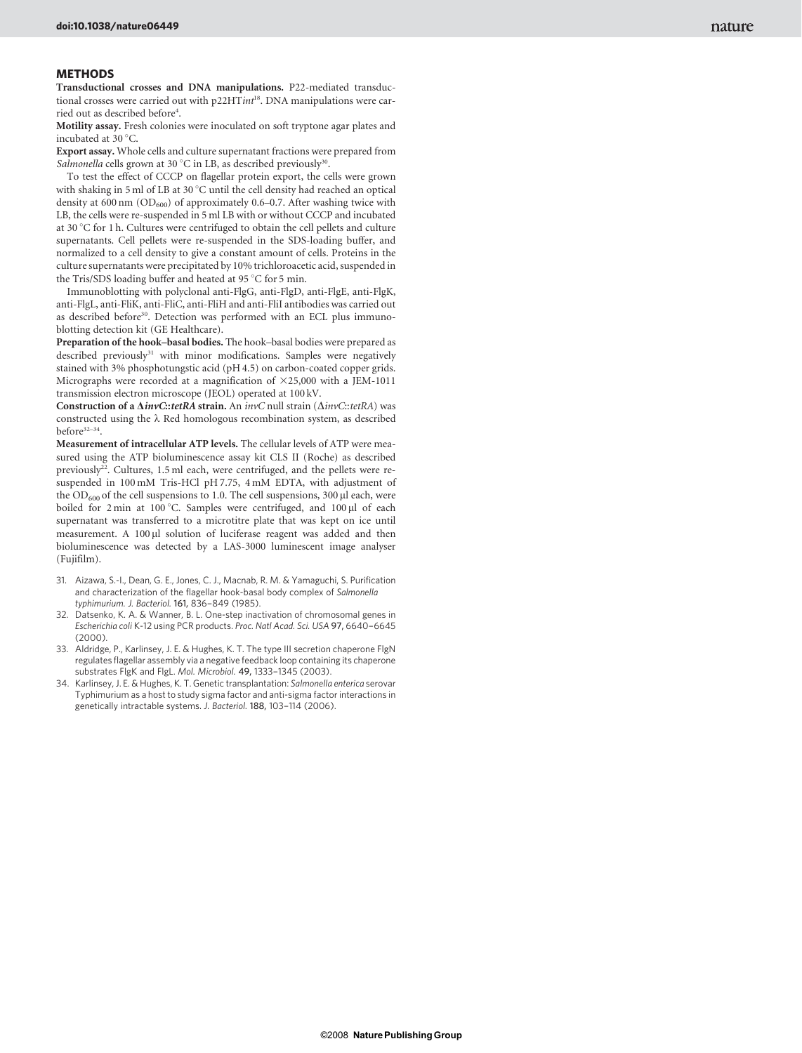## METHODS

**Transductional crosses and DNA manipulations.** P22-mediated transductional crosses were carried out with p22HT*int*[18]. DNA manipulations were carried out as described before[4].

**Motility assay.** Fresh colonies were inoculated on soft tryptone agar plates and incubated at 30 °C.

**Export assay.** Whole cells and culture supernatant fractions were prepared from *Salmonella* cells grown at 30 °C in LB, as described previously[30].

To test the effect of CCCP on flagellar protein export, the cells were grown with shaking in 5 ml of LB at 30 °C until the cell density had reached an optical density at 600 nm ($OD_{600}$) of approximately 0.6–0.7. After washing twice with LB, the cells were re-suspended in 5 ml LB with or without CCCP and incubated at 30 °C for 1 h. Cultures were centrifuged to obtain the cell pellets and culture supernatants. Cell pellets were re-suspended in the SDS-loading buffer, and normalized to a cell density to give a constant amount of cells. Proteins in the culture supernatants were precipitated by 10% trichloroacetic acid, suspended in the Tris/SDS loading buffer and heated at 95 °C for 5 min.

Immunoblotting with polyclonal anti-FlgG, anti-FlgD, anti-FlgE, anti-FlgK, anti-FlgL, anti-FliK, anti-FliC, anti-FliH and anti-FliI antibodies was carried out as described before[30]. Detection was performed with an ECL plus immunoblotting detection kit (GE Healthcare).

**Preparation of the hook–basal bodies.** The hook–basal bodies were prepared as described previously[31] with minor modifications. Samples were negatively stained with 3% phosphotungstic acid (pH 4.5) on carbon-coated copper grids. Micrographs were recorded at a magnification of ×25,000 with a JEM-1011 transmission electron microscope (JEOL) operated at 100 kV.

**Construction of a Δ*invC::tetRA* strain.** An *invC* null strain (Δ*invC::tetRA*) was constructed using the λ Red homologous recombination system, as described before[32–34].

**Measurement of intracellular ATP levels.** The cellular levels of ATP were measured using the ATP bioluminescence assay kit CLS II (Roche) as described previously[22]. Cultures, 1.5 ml each, were centrifuged, and the pellets were re-suspended in 100 mM Tris-HCl pH 7.75, 4 mM EDTA, with adjustment of the $OD_{600}$ of the cell suspensions to 1.0. The cell suspensions, 300 μl each, were boiled for 2 min at 100 °C. Samples were centrifuged, and 100 μl of each supernatant was transferred to a microtitre plate that was kept on ice until measurement. A 100 μl solution of luciferase reagent was added and then bioluminescence was detected by a LAS-3000 luminescent image analyser (Fujifilm).

31. Aizawa, S.-I., Dean, G. E., Jones, C. J., Macnab, R. M. & Yamaguchi, S. Purification and characterization of the flagellar hook-basal body complex of *Salmonella typhimurium*. *J. Bacteriol.* **161,** 836–849 (1985).
32. Datsenko, K. A. & Wanner, B. L. One-step inactivation of chromosomal genes in *Escherichia coli* K-12 using PCR products. *Proc. Natl Acad. Sci. USA* **97,** 6640–6645 (2000).
33. Aldridge, P., Karlinsey, J. E. & Hughes, K. T. The type III secretion chaperone FlgN regulates flagellar assembly via a negative feedback loop containing its chaperone substrates FlgK and FlgL. *Mol. Microbiol.* **49,** 1333–1345 (2003).
34. Karlinsey, J. E. & Hughes, K. T. Genetic transplantation: *Salmonella enterica* serovar Typhimurium as a host to study sigma factor and anti-sigma factor interactions in genetically intractable systems. *J. Bacteriol.* **188,** 103–114 (2006).